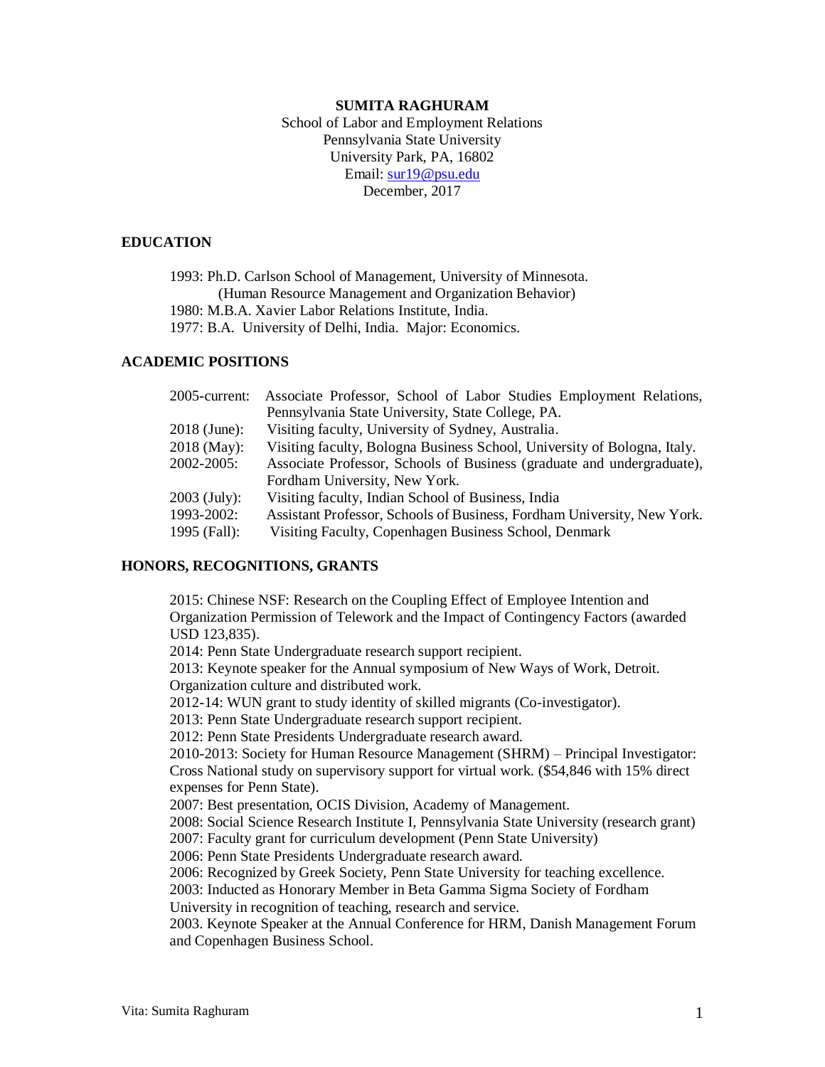**SUMITA RAGHURAM**

School of Labor and Employment Relations
Pennsylvania State University
University Park, PA, 16802
Email: sur19@psu.edu
December, 2017

## EDUCATION

1993: Ph.D. Carlson School of Management, University of Minnesota.
(Human Resource Management and Organization Behavior)
1980: M.B.A. Xavier Labor Relations Institute, India.
1977: B.A. University of Delhi, India. Major: Economics.

## ACADEMIC POSITIONS

| | |
|---|---|
| 2005-current: | Associate Professor, School of Labor Studies Employment Relations, Pennsylvania State University, State College, PA. |
| 2018 (June): | Visiting faculty, University of Sydney, Australia. |
| 2018 (May): | Visiting faculty, Bologna Business School, University of Bologna, Italy. |
| 2002-2005: | Associate Professor, Schools of Business (graduate and undergraduate), Fordham University, New York. |
| 2003 (July): | Visiting faculty, Indian School of Business, India |
| 1993-2002: | Assistant Professor, Schools of Business, Fordham University, New York. |
| 1995 (Fall): | Visiting Faculty, Copenhagen Business School, Denmark |

## HONORS, RECOGNITIONS, GRANTS

2015: Chinese NSF: Research on the Coupling Effect of Employee Intention and Organization Permission of Telework and the Impact of Contingency Factors (awarded USD 123,835).
2014: Penn State Undergraduate research support recipient.
2013: Keynote speaker for the Annual symposium of New Ways of Work, Detroit. Organization culture and distributed work.
2012-14: WUN grant to study identity of skilled migrants (Co-investigator).
2013: Penn State Undergraduate research support recipient.
2012: Penn State Presidents Undergraduate research award.
2010-2013: Society for Human Resource Management (SHRM) – Principal Investigator: Cross National study on supervisory support for virtual work. ($54,846 with 15% direct expenses for Penn State).
2007: Best presentation, OCIS Division, Academy of Management.
2008: Social Science Research Institute I, Pennsylvania State University (research grant)
2007: Faculty grant for curriculum development (Penn State University)
2006: Penn State Presidents Undergraduate research award.
2006: Recognized by Greek Society, Penn State University for teaching excellence.
2003: Inducted as Honorary Member in Beta Gamma Sigma Society of Fordham University in recognition of teaching, research and service.
2003. Keynote Speaker at the Annual Conference for HRM, Danish Management Forum and Copenhagen Business School.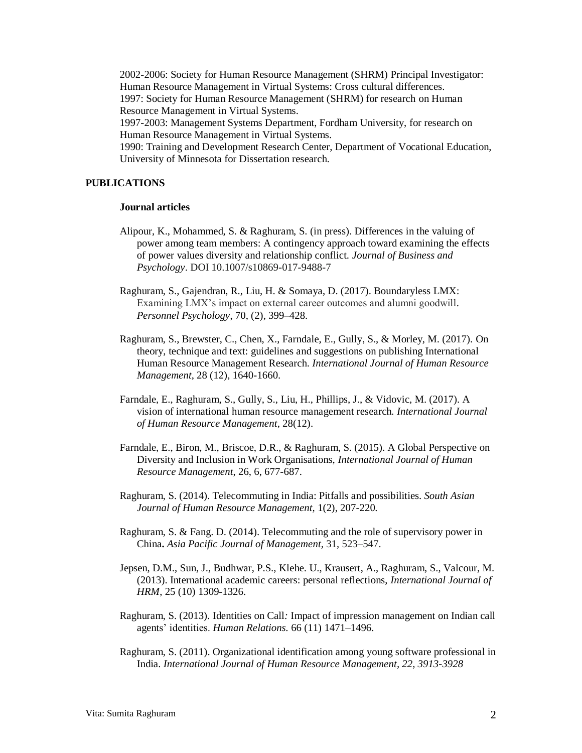2002-2006: Society for Human Resource Management (SHRM) Principal Investigator: Human Resource Management in Virtual Systems: Cross cultural differences.
1997: Society for Human Resource Management (SHRM) for research on Human Resource Management in Virtual Systems.
1997-2003: Management Systems Department, Fordham University, for research on Human Resource Management in Virtual Systems.
1990: Training and Development Research Center, Department of Vocational Education, University of Minnesota for Dissertation research.

## PUBLICATIONS

### Journal articles

Alipour, K., Mohammed, S. & Raghuram, S. (in press). Differences in the valuing of power among team members: A contingency approach toward examining the effects of power values diversity and relationship conflict. *Journal of Business and Psychology*. DOI 10.1007/s10869-017-9488-7

Raghuram, S., Gajendran, R., Liu, H. & Somaya, D. (2017). Boundaryless LMX: Examining LMX's impact on external career outcomes and alumni goodwill. *Personnel Psychology*, 70, (2), 399–428.

Raghuram, S., Brewster, C., Chen, X., Farndale, E., Gully, S., & Morley, M. (2017). On theory, technique and text: guidelines and suggestions on publishing International Human Resource Management Research. *International Journal of Human Resource Management*, 28 (12), 1640-1660.

Farndale, E., Raghuram, S., Gully, S., Liu, H., Phillips, J., & Vidovic, M. (2017). A vision of international human resource management research. *International Journal of Human Resource Management*, 28(12).

Farndale, E., Biron, M., Briscoe, D.R., & Raghuram, S. (2015). A Global Perspective on Diversity and Inclusion in Work Organisations, *International Journal of Human Resource Management*, 26, 6, 677-687.

Raghuram, S. (2014). Telecommuting in India: Pitfalls and possibilities. *South Asian Journal of Human Resource Management*, 1(2), 207-220.

Raghuram, S. & Fang. D. (2014). Telecommuting and the role of supervisory power in China**.** *Asia Pacific Journal of Management*, 31, 523–547.

Jepsen, D.M., Sun, J., Budhwar, P.S., Klehe. U., Krausert, A., Raghuram, S., Valcour, M. (2013). International academic careers: personal reflections, *International Journal of HRM*, 25 (10) 1309-1326.

Raghuram, S. (2013). Identities on Call*:* Impact of impression management on Indian call agents' identities. *Human Relations.* 66 (11) 1471–1496.

Raghuram, S. (2011). Organizational identification among young software professional in India. *International Journal of Human Resource Management, 22, 3913-3928*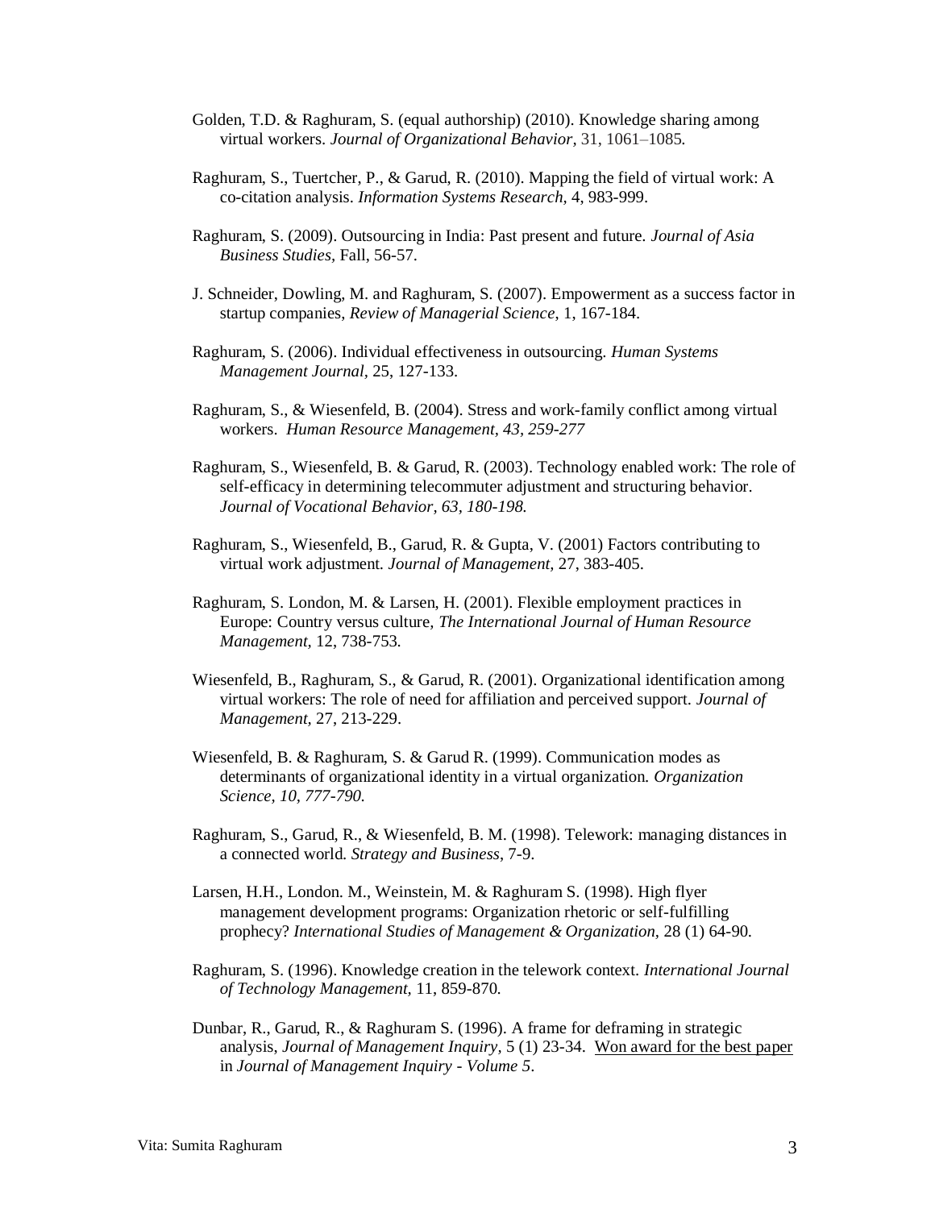Golden, T.D. & Raghuram, S. (equal authorship) (2010). Knowledge sharing among virtual workers. *Journal of Organizational Behavior*, 31, 1061–1085.

Raghuram, S., Tuertcher, P., & Garud, R. (2010). Mapping the field of virtual work: A co-citation analysis. *Information Systems Research*, 4, 983-999.

Raghuram, S. (2009). Outsourcing in India: Past present and future. *Journal of Asia Business Studies*, Fall, 56-57.

J. Schneider, Dowling, M. and Raghuram, S. (2007). Empowerment as a success factor in startup companies, *Review of Managerial Science*, 1, 167-184.

Raghuram, S. (2006). Individual effectiveness in outsourcing. *Human Systems Management Journal*, 25, 127-133.

Raghuram, S., & Wiesenfeld, B. (2004). Stress and work-family conflict among virtual workers. *Human Resource Management, 43, 259-277*

Raghuram, S., Wiesenfeld, B. & Garud, R. (2003). Technology enabled work: The role of self-efficacy in determining telecommuter adjustment and structuring behavior. *Journal of Vocational Behavior, 63, 180-198.*

Raghuram, S., Wiesenfeld, B., Garud, R. & Gupta, V. (2001) Factors contributing to virtual work adjustment. *Journal of Management*, 27, 383-405.

Raghuram, S. London, M. & Larsen, H. (2001). Flexible employment practices in Europe: Country versus culture, *The International Journal of Human Resource Management*, 12, 738-753.

Wiesenfeld, B., Raghuram, S., & Garud, R. (2001). Organizational identification among virtual workers: The role of need for affiliation and perceived support. *Journal of Management*, 27, 213-229.

Wiesenfeld, B. & Raghuram, S. & Garud R. (1999). Communication modes as determinants of organizational identity in a virtual organization. *Organization Science, 10, 777-790.*

Raghuram, S., Garud, R., & Wiesenfeld, B. M. (1998). Telework: managing distances in a connected world. *Strategy and Business*, 7-9.

Larsen, H.H., London. M., Weinstein, M. & Raghuram S. (1998). High flyer management development programs: Organization rhetoric or self-fulfilling prophecy? *International Studies of Management & Organization*, 28 (1) 64-90.

Raghuram, S. (1996). Knowledge creation in the telework context. *International Journal of Technology Management*, 11, 859-870.

Dunbar, R., Garud, R., & Raghuram S. (1996). A frame for deframing in strategic analysis, *Journal of Management Inquiry*, 5 (1) 23-34. Won award for the best paper in *Journal of Management Inquiry - Volume 5*.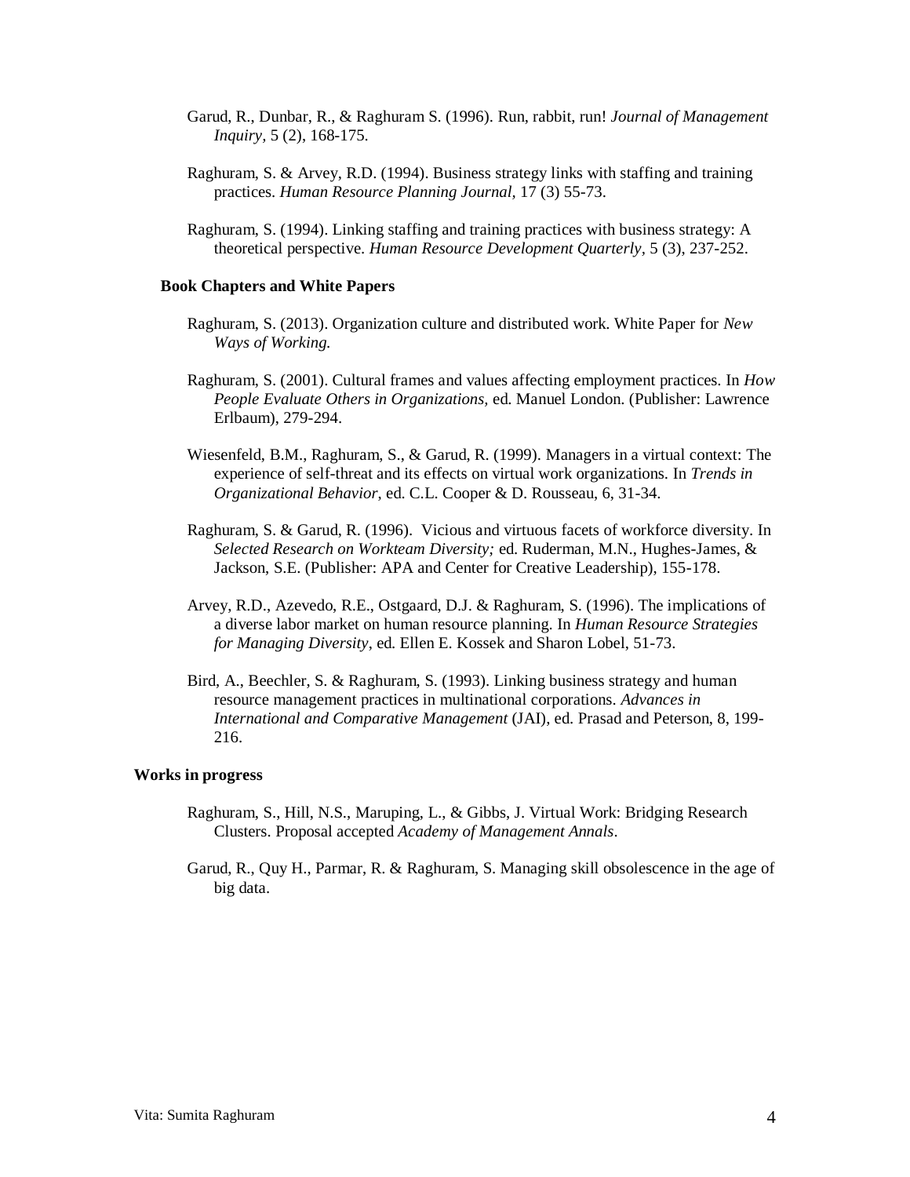Garud, R., Dunbar, R., & Raghuram S. (1996). Run, rabbit, run! *Journal of Management Inquiry,* 5 (2), 168-175.

Raghuram, S. & Arvey, R.D. (1994). Business strategy links with staffing and training practices. *Human Resource Planning Journal,* 17 (3) 55-73.

Raghuram, S. (1994). Linking staffing and training practices with business strategy: A theoretical perspective. *Human Resource Development Quarterly*, 5 (3), 237-252.

### Book Chapters and White Papers

Raghuram, S. (2013). Organization culture and distributed work. White Paper for *New Ways of Working.*

Raghuram, S. (2001). Cultural frames and values affecting employment practices. In *How People Evaluate Others in Organizations,* ed. Manuel London. (Publisher: Lawrence Erlbaum), 279-294.

Wiesenfeld, B.M., Raghuram, S., & Garud, R. (1999). Managers in a virtual context: The experience of self-threat and its effects on virtual work organizations. In *Trends in Organizational Behavior*, ed. C.L. Cooper & D. Rousseau, 6, 31-34.

Raghuram, S. & Garud, R. (1996). Vicious and virtuous facets of workforce diversity. In *Selected Research on Workteam Diversity;* ed. Ruderman, M.N., Hughes-James, & Jackson, S.E. (Publisher: APA and Center for Creative Leadership), 155-178.

Arvey, R.D., Azevedo, R.E., Ostgaard, D.J. & Raghuram, S. (1996). The implications of a diverse labor market on human resource planning. In *Human Resource Strategies for Managing Diversity*, ed. Ellen E. Kossek and Sharon Lobel, 51-73.

Bird, A., Beechler, S. & Raghuram, S. (1993). Linking business strategy and human resource management practices in multinational corporations. *Advances in International and Comparative Management* (JAI), ed. Prasad and Peterson, 8, 199-216.

## Works in progress

Raghuram, S., Hill, N.S., Maruping, L., & Gibbs, J. Virtual Work: Bridging Research Clusters. Proposal accepted *Academy of Management Annals*.

Garud, R., Quy H., Parmar, R. & Raghuram, S. Managing skill obsolescence in the age of big data.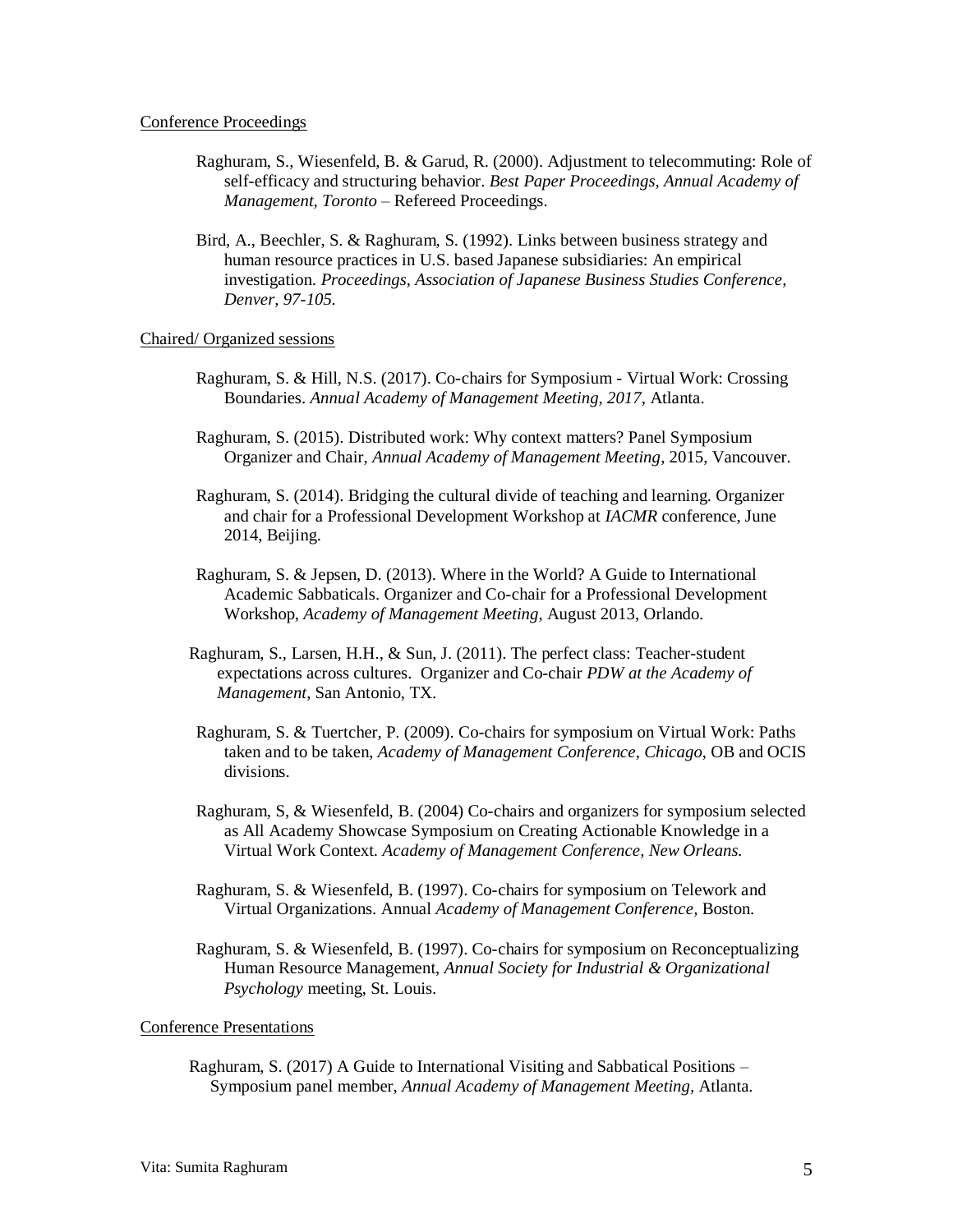Conference Proceedings

Raghuram, S., Wiesenfeld, B. & Garud, R. (2000). Adjustment to telecommuting: Role of self-efficacy and structuring behavior. *Best Paper Proceedings, Annual Academy of Management, Toronto* – Refereed Proceedings.

Bird, A., Beechler, S. & Raghuram, S. (1992). Links between business strategy and human resource practices in U.S. based Japanese subsidiaries: An empirical investigation. *Proceedings, Association of Japanese Business Studies Conference, Denver, 97-105.*

Chaired/ Organized sessions

Raghuram, S. & Hill, N.S. (2017). Co-chairs for Symposium - Virtual Work: Crossing Boundaries. *Annual Academy of Management Meeting, 2017,* Atlanta.

Raghuram, S. (2015). Distributed work: Why context matters? Panel Symposium Organizer and Chair, *Annual Academy of Management Meeting*, 2015, Vancouver.

Raghuram, S. (2014). Bridging the cultural divide of teaching and learning. Organizer and chair for a Professional Development Workshop at *IACMR* conference, June 2014, Beijing.

Raghuram, S. & Jepsen, D. (2013). Where in the World? A Guide to International Academic Sabbaticals. Organizer and Co-chair for a Professional Development Workshop, *Academy of Management Meeting*, August 2013, Orlando.

Raghuram, S., Larsen, H.H., & Sun, J. (2011). The perfect class: Teacher-student expectations across cultures. Organizer and Co-chair *PDW at the Academy of Management*, San Antonio, TX.

Raghuram, S. & Tuertcher, P. (2009). Co-chairs for symposium on Virtual Work: Paths taken and to be taken, *Academy of Management Conference*, *Chicago*, OB and OCIS divisions.

Raghuram, S, & Wiesenfeld, B. (2004) Co-chairs and organizers for symposium selected as All Academy Showcase Symposium on Creating Actionable Knowledge in a Virtual Work Context. *Academy of Management Conference, New Orleans.*

Raghuram, S. & Wiesenfeld, B. (1997). Co-chairs for symposium on Telework and Virtual Organizations. Annual *Academy of Management Conference,* Boston.

Raghuram, S. & Wiesenfeld, B. (1997). Co-chairs for symposium on Reconceptualizing Human Resource Management, *Annual Society for Industrial & Organizational Psychology* meeting, St. Louis.

Conference Presentations

Raghuram, S. (2017) A Guide to International Visiting and Sabbatical Positions – Symposium panel member, *Annual Academy of Management Meeting*, Atlanta.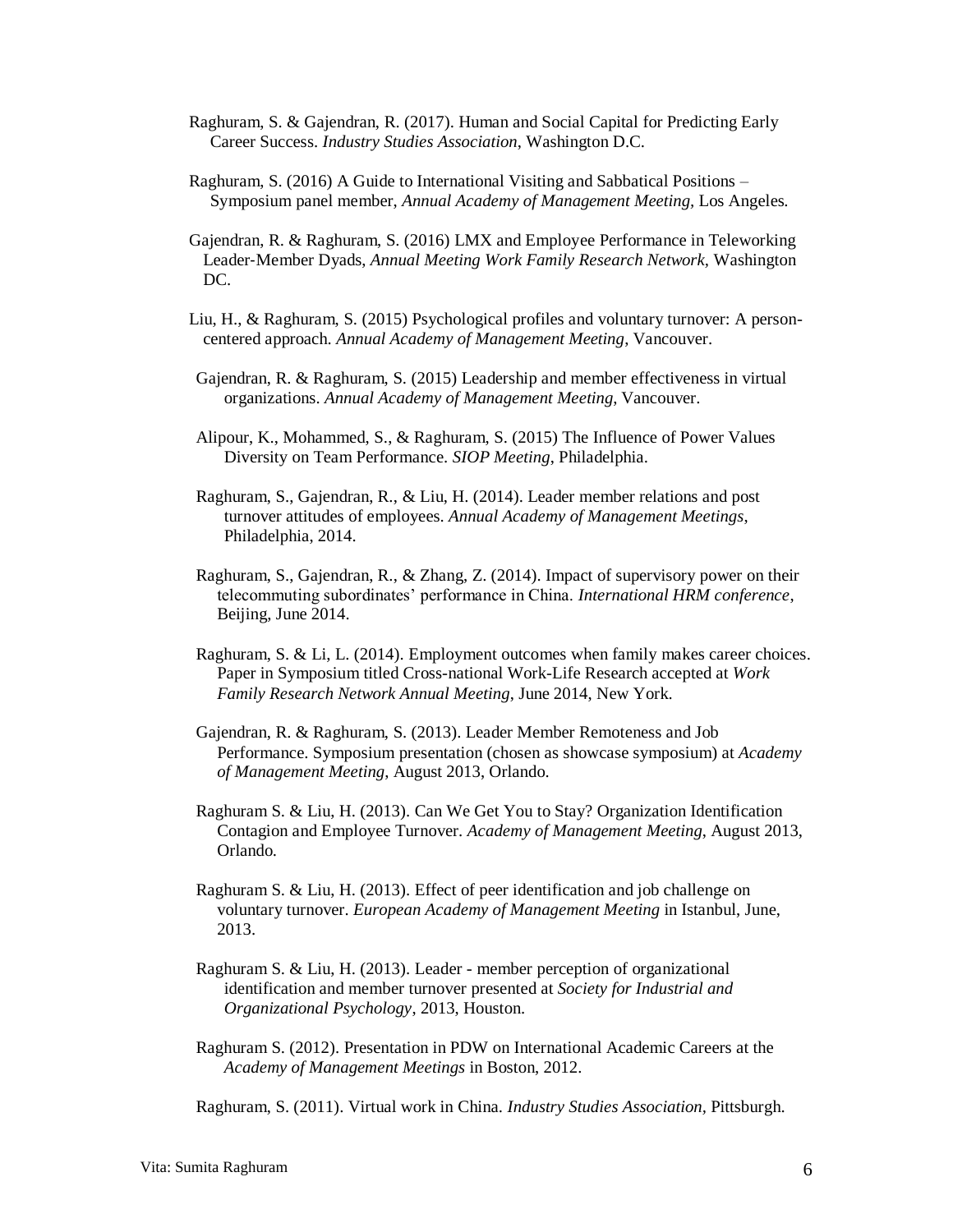Raghuram, S. & Gajendran, R. (2017). Human and Social Capital for Predicting Early Career Success. *Industry Studies Association*, Washington D.C.

Raghuram, S. (2016) A Guide to International Visiting and Sabbatical Positions – Symposium panel member, *Annual Academy of Management Meeting*, Los Angeles.

Gajendran, R. & Raghuram, S. (2016) LMX and Employee Performance in Teleworking Leader-Member Dyads, *Annual Meeting Work Family Research Network*, Washington DC.

Liu, H., & Raghuram, S. (2015) Psychological profiles and voluntary turnover: A person-centered approach. *Annual Academy of Management Meeting*, Vancouver.

Gajendran, R. & Raghuram, S. (2015) Leadership and member effectiveness in virtual organizations. *Annual Academy of Management Meeting*, Vancouver.

Alipour, K., Mohammed, S., & Raghuram, S. (2015) The Influence of Power Values Diversity on Team Performance. *SIOP Meeting*, Philadelphia.

Raghuram, S., Gajendran, R., & Liu, H. (2014). Leader member relations and post turnover attitudes of employees. *Annual Academy of Management Meetings*, Philadelphia, 2014.

Raghuram, S., Gajendran, R., & Zhang, Z. (2014). Impact of supervisory power on their telecommuting subordinates' performance in China. *International HRM conference*, Beijing, June 2014.

Raghuram, S. & Li, L. (2014). Employment outcomes when family makes career choices. Paper in Symposium titled Cross-national Work-Life Research accepted at *Work Family Research Network Annual Meeting*, June 2014, New York.

Gajendran, R. & Raghuram, S. (2013). Leader Member Remoteness and Job Performance. Symposium presentation (chosen as showcase symposium) at *Academy of Management Meeting*, August 2013, Orlando.

Raghuram S. & Liu, H. (2013). Can We Get You to Stay? Organization Identification Contagion and Employee Turnover. *Academy of Management Meeting*, August 2013, Orlando.

Raghuram S. & Liu, H. (2013). Effect of peer identification and job challenge on voluntary turnover. *European Academy of Management Meeting* in Istanbul, June, 2013.

Raghuram S. & Liu, H. (2013). Leader - member perception of organizational identification and member turnover presented at *Society for Industrial and Organizational Psychology*, 2013, Houston.

Raghuram S. (2012). Presentation in PDW on International Academic Careers at the *Academy of Management Meetings* in Boston, 2012.

Raghuram, S. (2011). Virtual work in China. *Industry Studies Association*, Pittsburgh.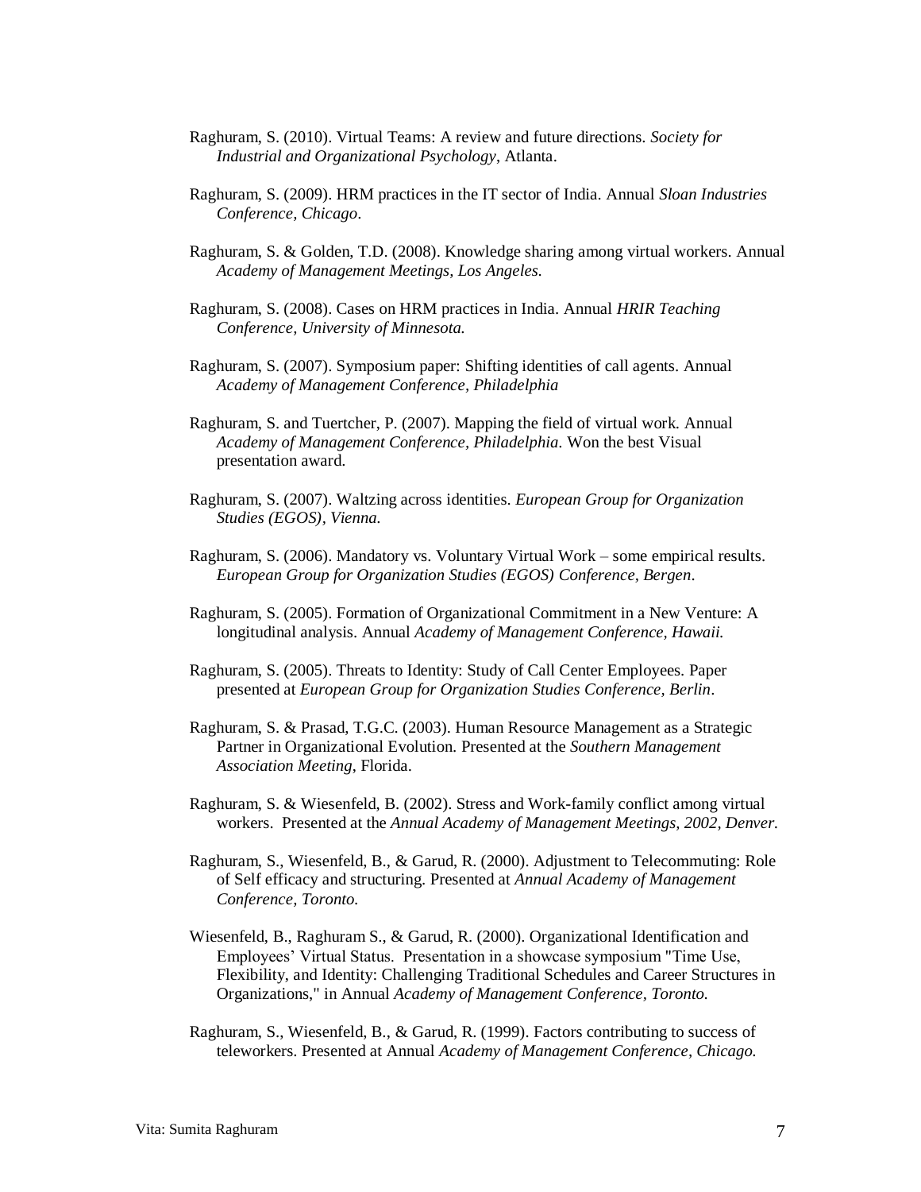Raghuram, S. (2010). Virtual Teams: A review and future directions. *Society for Industrial and Organizational Psychology*, Atlanta.

Raghuram, S. (2009). HRM practices in the IT sector of India. Annual *Sloan Industries Conference, Chicago*.

Raghuram, S. & Golden, T.D. (2008). Knowledge sharing among virtual workers. Annual *Academy of Management Meetings, Los Angeles.*

Raghuram, S. (2008). Cases on HRM practices in India. Annual *HRIR Teaching Conference, University of Minnesota.*

Raghuram, S. (2007). Symposium paper: Shifting identities of call agents. Annual *Academy of Management Conference, Philadelphia*

Raghuram, S. and Tuertcher, P. (2007). Mapping the field of virtual work. Annual *Academy of Management Conference, Philadelphia.* Won the best Visual presentation award.

Raghuram, S. (2007). Waltzing across identities. *European Group for Organization Studies (EGOS), Vienna.*

Raghuram, S. (2006). Mandatory vs. Voluntary Virtual Work – some empirical results. *European Group for Organization Studies (EGOS) Conference, Bergen*.

Raghuram, S. (2005). Formation of Organizational Commitment in a New Venture: A longitudinal analysis. Annual *Academy of Management Conference, Hawaii.*

Raghuram, S. (2005). Threats to Identity: Study of Call Center Employees. Paper presented at *European Group for Organization Studies Conference, Berlin*.

Raghuram, S. & Prasad, T.G.C. (2003). Human Resource Management as a Strategic Partner in Organizational Evolution. Presented at the *Southern Management Association Meeting*, Florida.

Raghuram, S. & Wiesenfeld, B. (2002). Stress and Work-family conflict among virtual workers. Presented at the *Annual Academy of Management Meetings, 2002, Denver.*

Raghuram, S., Wiesenfeld, B., & Garud, R. (2000). Adjustment to Telecommuting: Role of Self efficacy and structuring. Presented at *Annual Academy of Management Conference, Toronto.*

Wiesenfeld, B., Raghuram S., & Garud, R. (2000). Organizational Identification and Employees' Virtual Status. Presentation in a showcase symposium "Time Use, Flexibility, and Identity: Challenging Traditional Schedules and Career Structures in Organizations," in Annual *Academy of Management Conference, Toronto.*

Raghuram, S., Wiesenfeld, B., & Garud, R. (1999). Factors contributing to success of teleworkers. Presented at Annual *Academy of Management Conference, Chicago.*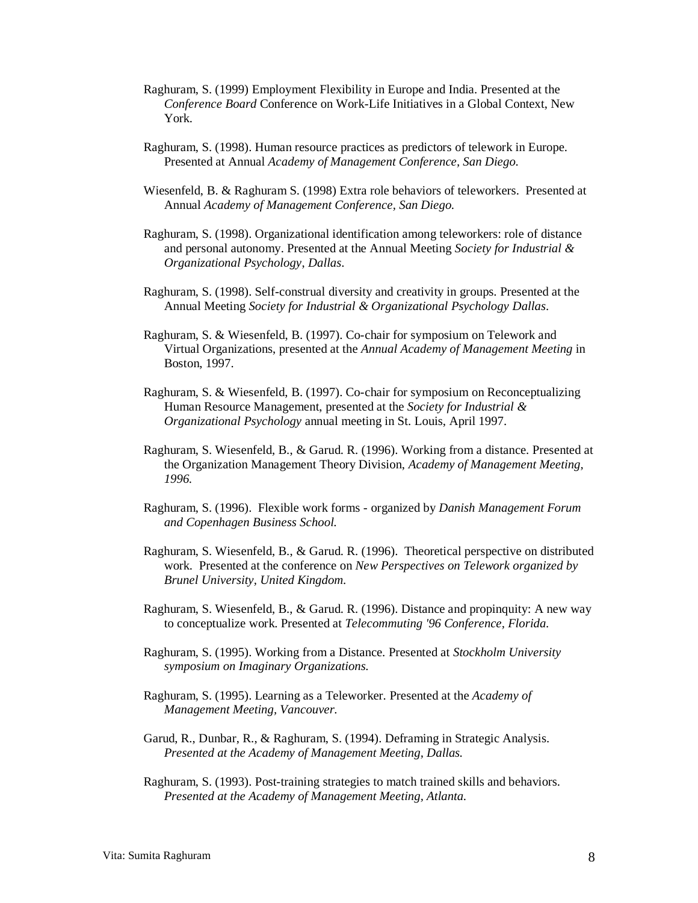Raghuram, S. (1999) Employment Flexibility in Europe and India. Presented at the *Conference Board* Conference on Work-Life Initiatives in a Global Context, New York.

Raghuram, S. (1998). Human resource practices as predictors of telework in Europe. Presented at Annual *Academy of Management Conference, San Diego.*

Wiesenfeld, B. & Raghuram S. (1998) Extra role behaviors of teleworkers. Presented at Annual *Academy of Management Conference, San Diego.*

Raghuram, S. (1998). Organizational identification among teleworkers: role of distance and personal autonomy. Presented at the Annual Meeting *Society for Industrial & Organizational Psychology*, *Dallas*.

Raghuram, S. (1998). Self-construal diversity and creativity in groups. Presented at the Annual Meeting *Society for Industrial & Organizational Psychology Dallas*.

Raghuram, S. & Wiesenfeld, B. (1997). Co-chair for symposium on Telework and Virtual Organizations, presented at the *Annual Academy of Management Meeting* in Boston, 1997.

Raghuram, S. & Wiesenfeld, B. (1997). Co-chair for symposium on Reconceptualizing Human Resource Management, presented at the *Society for Industrial & Organizational Psychology* annual meeting in St. Louis, April 1997.

Raghuram, S. Wiesenfeld, B., & Garud. R. (1996). Working from a distance. Presented at the Organization Management Theory Division, *Academy of Management Meeting, 1996.*

Raghuram, S. (1996). Flexible work forms - organized by *Danish Management Forum and Copenhagen Business School.*

Raghuram, S. Wiesenfeld, B., & Garud. R. (1996). Theoretical perspective on distributed work. Presented at the conference on *New Perspectives on Telework organized by Brunel University, United Kingdom.*

Raghuram, S. Wiesenfeld, B., & Garud. R. (1996). Distance and propinquity: A new way to conceptualize work. Presented at *Telecommuting '96 Conference, Florida.*

Raghuram, S. (1995). Working from a Distance. Presented at *Stockholm University symposium on Imaginary Organizations.*

Raghuram, S. (1995). Learning as a Teleworker. Presented at the *Academy of Management Meeting, Vancouver.*

Garud, R., Dunbar, R., & Raghuram, S. (1994). Deframing in Strategic Analysis. *Presented at the Academy of Management Meeting, Dallas.*

Raghuram, S. (1993). Post-training strategies to match trained skills and behaviors. *Presented at the Academy of Management Meeting, Atlanta.*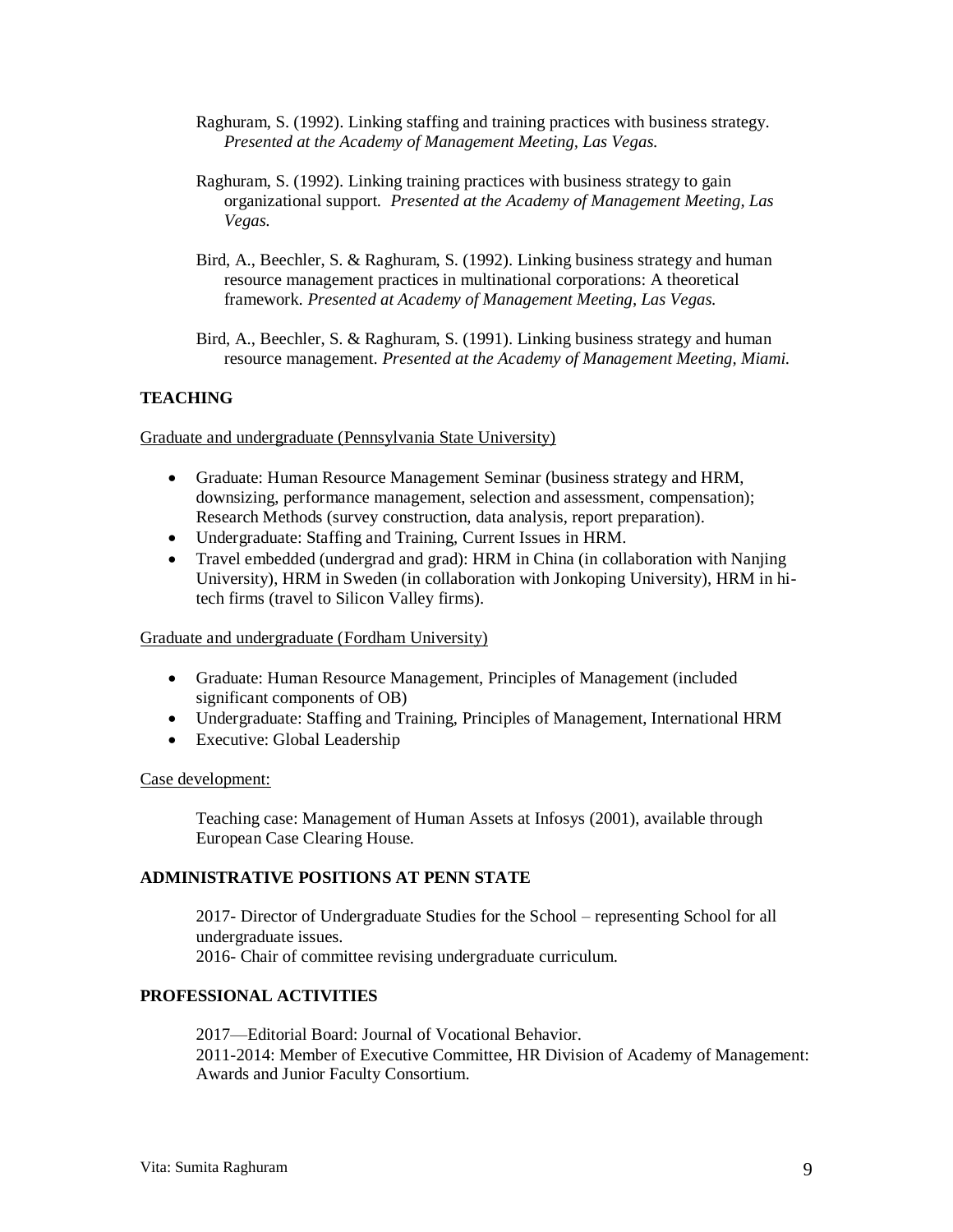Raghuram, S. (1992). Linking staffing and training practices with business strategy. *Presented at the Academy of Management Meeting, Las Vegas.*

Raghuram, S. (1992). Linking training practices with business strategy to gain organizational support. *Presented at the Academy of Management Meeting, Las Vegas.*

Bird, A., Beechler, S. & Raghuram, S. (1992). Linking business strategy and human resource management practices in multinational corporations: A theoretical framework. *Presented at Academy of Management Meeting, Las Vegas.*

Bird, A., Beechler, S. & Raghuram, S. (1991). Linking business strategy and human resource management. *Presented at the Academy of Management Meeting, Miami.*

## TEACHING

Graduate and undergraduate (Pennsylvania State University)

- Graduate: Human Resource Management Seminar (business strategy and HRM, downsizing, performance management, selection and assessment, compensation); Research Methods (survey construction, data analysis, report preparation).
- Undergraduate: Staffing and Training, Current Issues in HRM.
- Travel embedded (undergrad and grad): HRM in China (in collaboration with Nanjing University), HRM in Sweden (in collaboration with Jonkoping University), HRM in hi-tech firms (travel to Silicon Valley firms).

Graduate and undergraduate (Fordham University)

- Graduate: Human Resource Management, Principles of Management (included significant components of OB)
- Undergraduate: Staffing and Training, Principles of Management, International HRM
- Executive: Global Leadership

Case development:

Teaching case: Management of Human Assets at Infosys (2001), available through European Case Clearing House.

## ADMINISTRATIVE POSITIONS AT PENN STATE

2017- Director of Undergraduate Studies for the School – representing School for all undergraduate issues.
2016- Chair of committee revising undergraduate curriculum.

## PROFESSIONAL ACTIVITIES

2017—Editorial Board: Journal of Vocational Behavior.
2011-2014: Member of Executive Committee, HR Division of Academy of Management: Awards and Junior Faculty Consortium.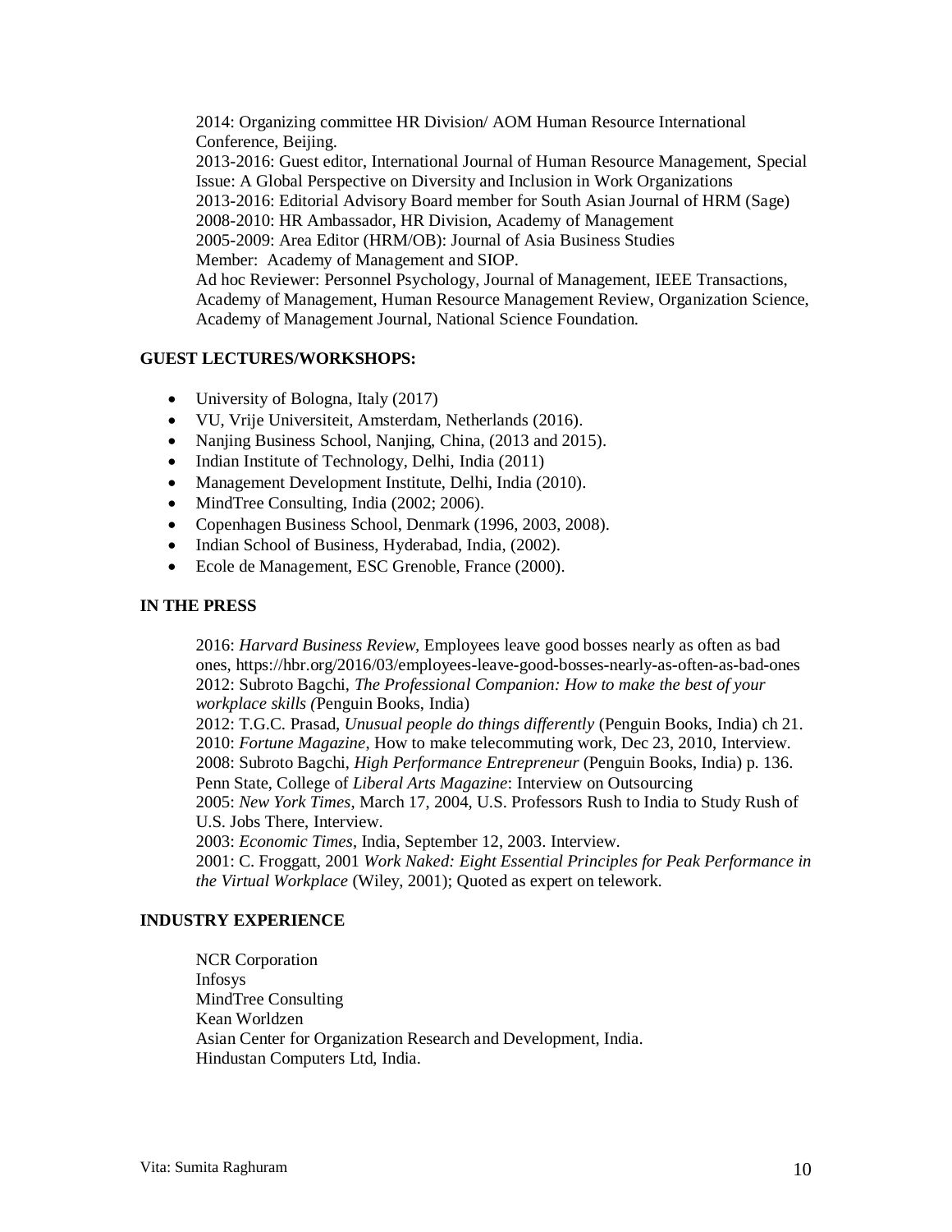2014: Organizing committee HR Division/ AOM Human Resource International Conference, Beijing.
2013-2016: Guest editor, International Journal of Human Resource Management, Special Issue: A Global Perspective on Diversity and Inclusion in Work Organizations
2013-2016: Editorial Advisory Board member for South Asian Journal of HRM (Sage)
2008-2010: HR Ambassador, HR Division, Academy of Management
2005-2009: Area Editor (HRM/OB): Journal of Asia Business Studies
Member: Academy of Management and SIOP.
Ad hoc Reviewer: Personnel Psychology, Journal of Management, IEEE Transactions, Academy of Management, Human Resource Management Review, Organization Science, Academy of Management Journal, National Science Foundation.

**GUEST LECTURES/WORKSHOPS:**

- University of Bologna, Italy (2017)
- VU, Vrije Universiteit, Amsterdam, Netherlands (2016).
- Nanjing Business School, Nanjing, China, (2013 and 2015).
- Indian Institute of Technology, Delhi, India (2011)
- Management Development Institute, Delhi, India (2010).
- MindTree Consulting, India (2002; 2006).
- Copenhagen Business School, Denmark (1996, 2003, 2008).
- Indian School of Business, Hyderabad, India, (2002).
- Ecole de Management, ESC Grenoble, France (2000).

**IN THE PRESS**

2016: *Harvard Business Review*, Employees leave good bosses nearly as often as bad ones, https://hbr.org/2016/03/employees-leave-good-bosses-nearly-as-often-as-bad-ones
2012: Subroto Bagchi, *The Professional Companion: How to make the best of your workplace skills (*Penguin Books, India)
2012: T.G.C. Prasad, *Unusual people do things differently* (Penguin Books, India) ch 21.
2010: *Fortune Magazine*, How to make telecommuting work, Dec 23, 2010, Interview.
2008: Subroto Bagchi, *High Performance Entrepreneur* (Penguin Books, India) p. 136.
Penn State, College of *Liberal Arts Magazine*: Interview on Outsourcing
2005: *New York Times*, March 17, 2004, U.S. Professors Rush to India to Study Rush of U.S. Jobs There, Interview.
2003: *Economic Times*, India, September 12, 2003. Interview.
2001: C. Froggatt, 2001 *Work Naked: Eight Essential Principles for Peak Performance in the Virtual Workplace* (Wiley, 2001); Quoted as expert on telework.

**INDUSTRY EXPERIENCE**

NCR Corporation
Infosys
MindTree Consulting
Kean Worldzen
Asian Center for Organization Research and Development, India.
Hindustan Computers Ltd, India.